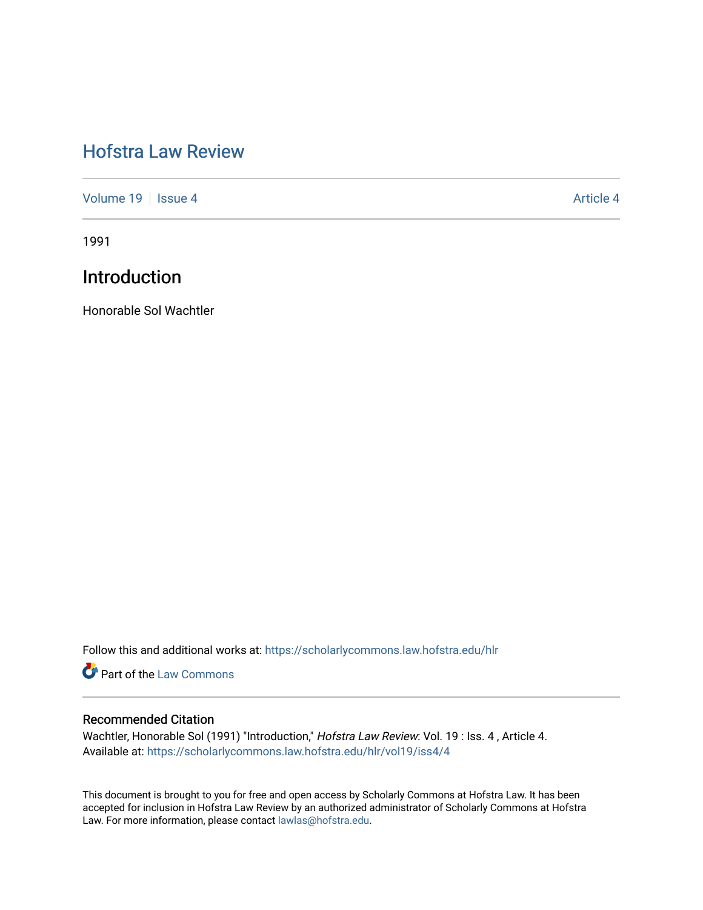# Hofstra Law Review

Volume 19 | Issue 4 Article 4

1991

## Introduction

Honorable Sol Wachtler

Follow this and additional works at: https://scholarlycommons.law.hofstra.edu/hlr

Part of the Law Commons

### Recommended Citation

Wachtler, Honorable Sol (1991) "Introduction," *Hofstra Law Review*: Vol. 19 : Iss. 4 , Article 4.
Available at: https://scholarlycommons.law.hofstra.edu/hlr/vol19/iss4/4

This document is brought to you for free and open access by Scholarly Commons at Hofstra Law. It has been accepted for inclusion in Hofstra Law Review by an authorized administrator of Scholarly Commons at Hofstra Law. For more information, please contact lawlas@hofstra.edu.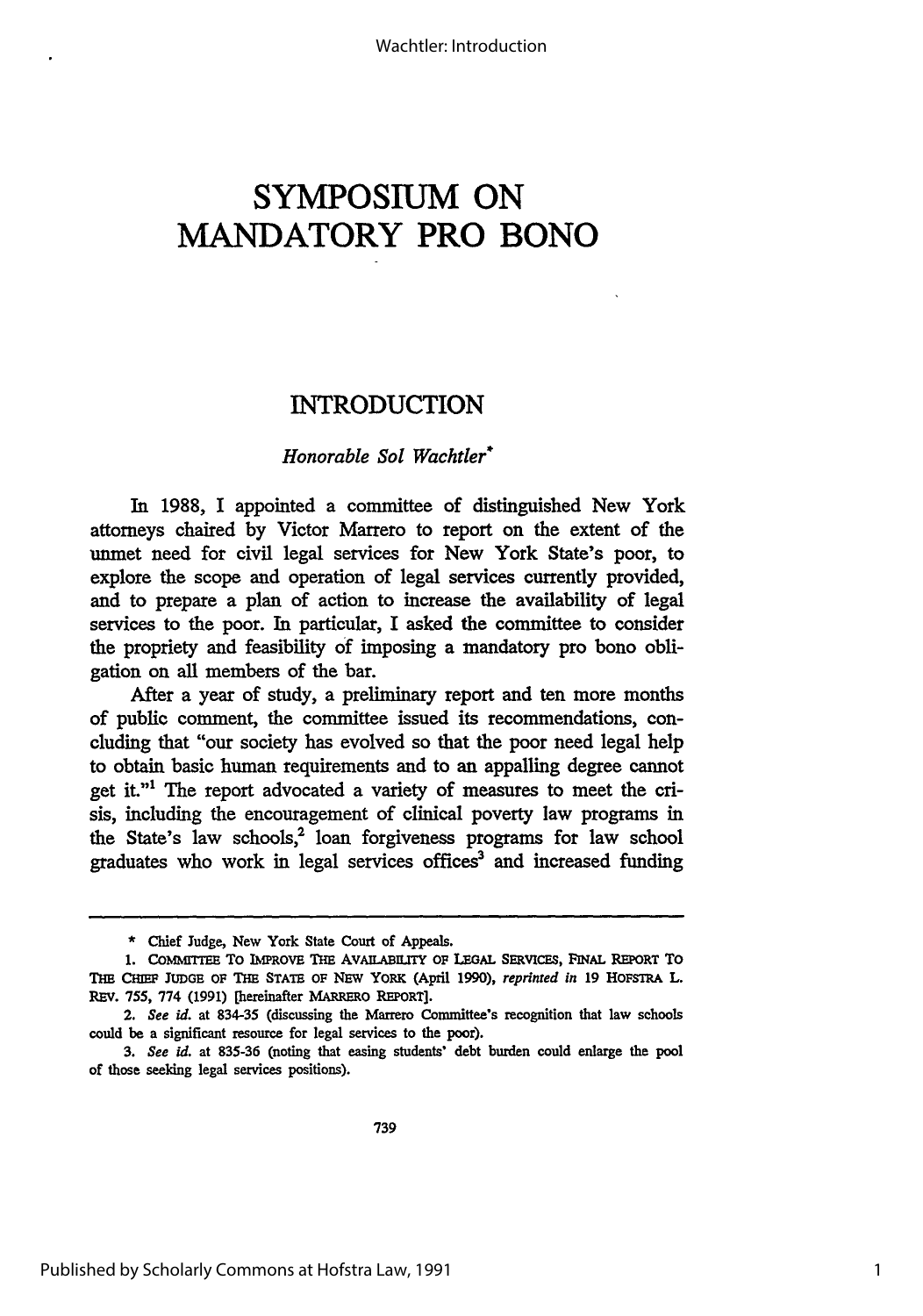# SYMPOSIUM ON MANDATORY PRO BONO

## INTRODUCTION

*Honorable Sol Wachtler**

In 1988, I appointed a committee of distinguished New York attorneys chaired by Victor Marrero to report on the extent of the unmet need for civil legal services for New York State's poor, to explore the scope and operation of legal services currently provided, and to prepare a plan of action to increase the availability of legal services to the poor. In particular, I asked the committee to consider the propriety and feasibility of imposing a mandatory pro bono obligation on all members of the bar.

After a year of study, a preliminary report and ten more months of public comment, the committee issued its recommendations, concluding that "our society has evolved so that the poor need legal help to obtain basic human requirements and to an appalling degree cannot get it."[1] The report advocated a variety of measures to meet the crisis, including the encouragement of clinical poverty law programs in the State's law schools,[2] loan forgiveness programs for law school graduates who work in legal services offices[3] and increased funding

---

\* Chief Judge, New York State Court of Appeals.

1. COMMITTEE TO IMPROVE THE AVAILABILITY OF LEGAL SERVICES, FINAL REPORT TO THE CHIEF JUDGE OF THE STATE OF NEW YORK (April 1990), *reprinted in* 19 HOFSTRA L. REV. 755, 774 (1991) [hereinafter MARRERO REPORT].

2. *See id.* at 834-35 (discussing the Marrero Committee's recognition that law schools could be a significant resource for legal services to the poor).

3. *See id.* at 835-36 (noting that easing students' debt burden could enlarge the pool of those seeking legal services positions).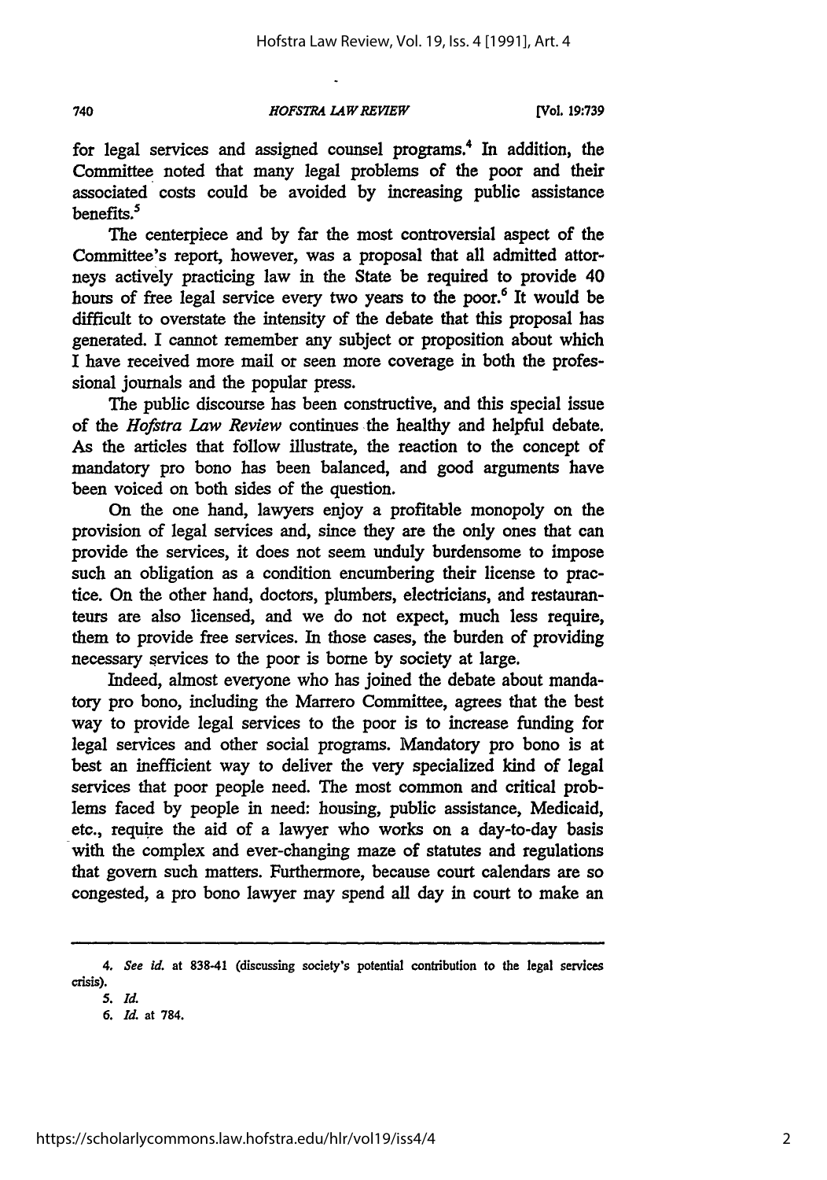for legal services and assigned counsel programs.[4] In addition, the Committee noted that many legal problems of the poor and their associated costs could be avoided by increasing public assistance benefits.[5]

The centerpiece and by far the most controversial aspect of the Committee's report, however, was a proposal that all admitted attorneys actively practicing law in the State be required to provide 40 hours of free legal service every two years to the poor.[6] It would be difficult to overstate the intensity of the debate that this proposal has generated. I cannot remember any subject or proposition about which I have received more mail or seen more coverage in both the professional journals and the popular press.

The public discourse has been constructive, and this special issue of the *Hofstra Law Review* continues the healthy and helpful debate. As the articles that follow illustrate, the reaction to the concept of mandatory pro bono has been balanced, and good arguments have been voiced on both sides of the question.

On the one hand, lawyers enjoy a profitable monopoly on the provision of legal services and, since they are the only ones that can provide the services, it does not seem unduly burdensome to impose such an obligation as a condition encumbering their license to practice. On the other hand, doctors, plumbers, electricians, and restauranteurs are also licensed, and we do not expect, much less require, them to provide free services. In those cases, the burden of providing necessary services to the poor is borne by society at large.

Indeed, almost everyone who has joined the debate about mandatory pro bono, including the Marrero Committee, agrees that the best way to provide legal services to the poor is to increase funding for legal services and other social programs. Mandatory pro bono is at best an inefficient way to deliver the very specialized kind of legal services that poor people need. The most common and critical problems faced by people in need: housing, public assistance, Medicaid, etc., require the aid of a lawyer who works on a day-to-day basis with the complex and ever-changing maze of statutes and regulations that govern such matters. Furthermore, because court calendars are so congested, a pro bono lawyer may spend all day in court to make an

---

4. *See id.* at 838-41 (discussing society's potential contribution to the legal services crisis).

5. *Id.*

6. *Id.* at 784.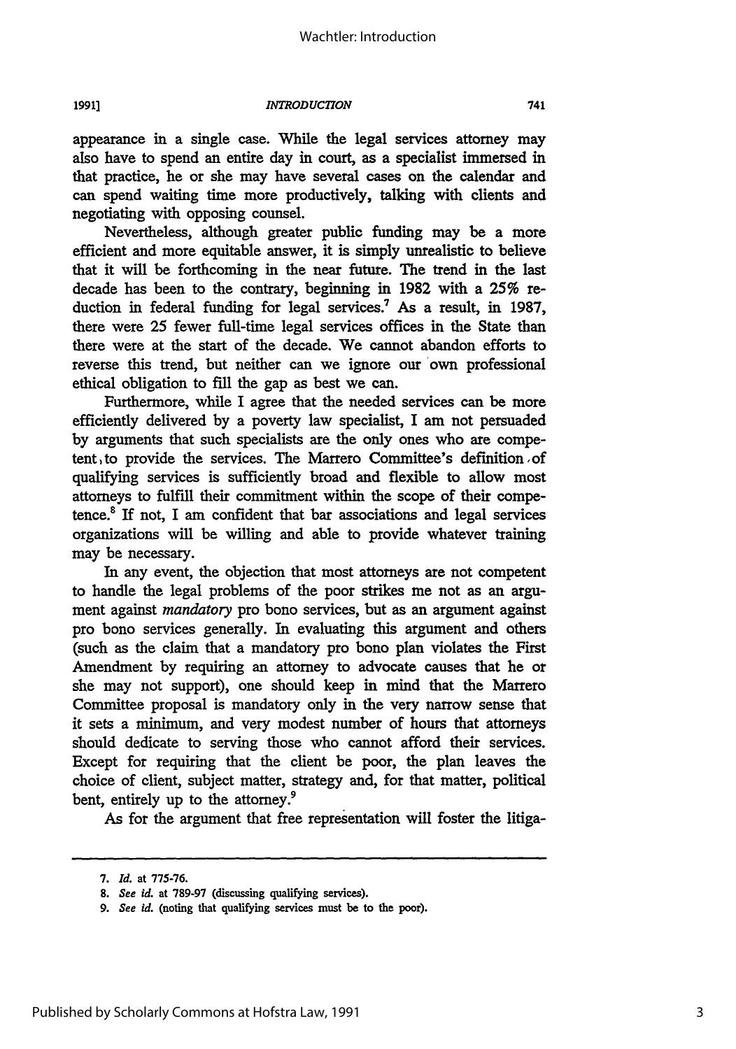appearance in a single case. While the legal services attorney may also have to spend an entire day in court, as a specialist immersed in that practice, he or she may have several cases on the calendar and can spend waiting time more productively, talking with clients and negotiating with opposing counsel.

Nevertheless, although greater public funding may be a more efficient and more equitable answer, it is simply unrealistic to believe that it will be forthcoming in the near future. The trend in the last decade has been to the contrary, beginning in 1982 with a 25% reduction in federal funding for legal services.[7] As a result, in 1987, there were 25 fewer full-time legal services offices in the State than there were at the start of the decade. We cannot abandon efforts to reverse this trend, but neither can we ignore our own professional ethical obligation to fill the gap as best we can.

Furthermore, while I agree that the needed services can be more efficiently delivered by a poverty law specialist, I am not persuaded by arguments that such specialists are the only ones who are competent to provide the services. The Marrero Committee's definition of qualifying services is sufficiently broad and flexible to allow most attorneys to fulfill their commitment within the scope of their competence.[8] If not, I am confident that bar associations and legal services organizations will be willing and able to provide whatever training may be necessary.

In any event, the objection that most attorneys are not competent to handle the legal problems of the poor strikes me not as an argument against *mandatory* pro bono services, but as an argument against pro bono services generally. In evaluating this argument and others (such as the claim that a mandatory pro bono plan violates the First Amendment by requiring an attorney to advocate causes that he or she may not support), one should keep in mind that the Marrero Committee proposal is mandatory only in the very narrow sense that it sets a minimum, and very modest number of hours that attorneys should dedicate to serving those who cannot afford their services. Except for requiring that the client be poor, the plan leaves the choice of client, subject matter, strategy and, for that matter, political bent, entirely up to the attorney.[9]

As for the argument that free representation will foster the litiga-

---

7. *Id.* at 775-76.

8. *See id.* at 789-97 (discussing qualifying services).

9. *See id.* (noting that qualifying services must be to the poor).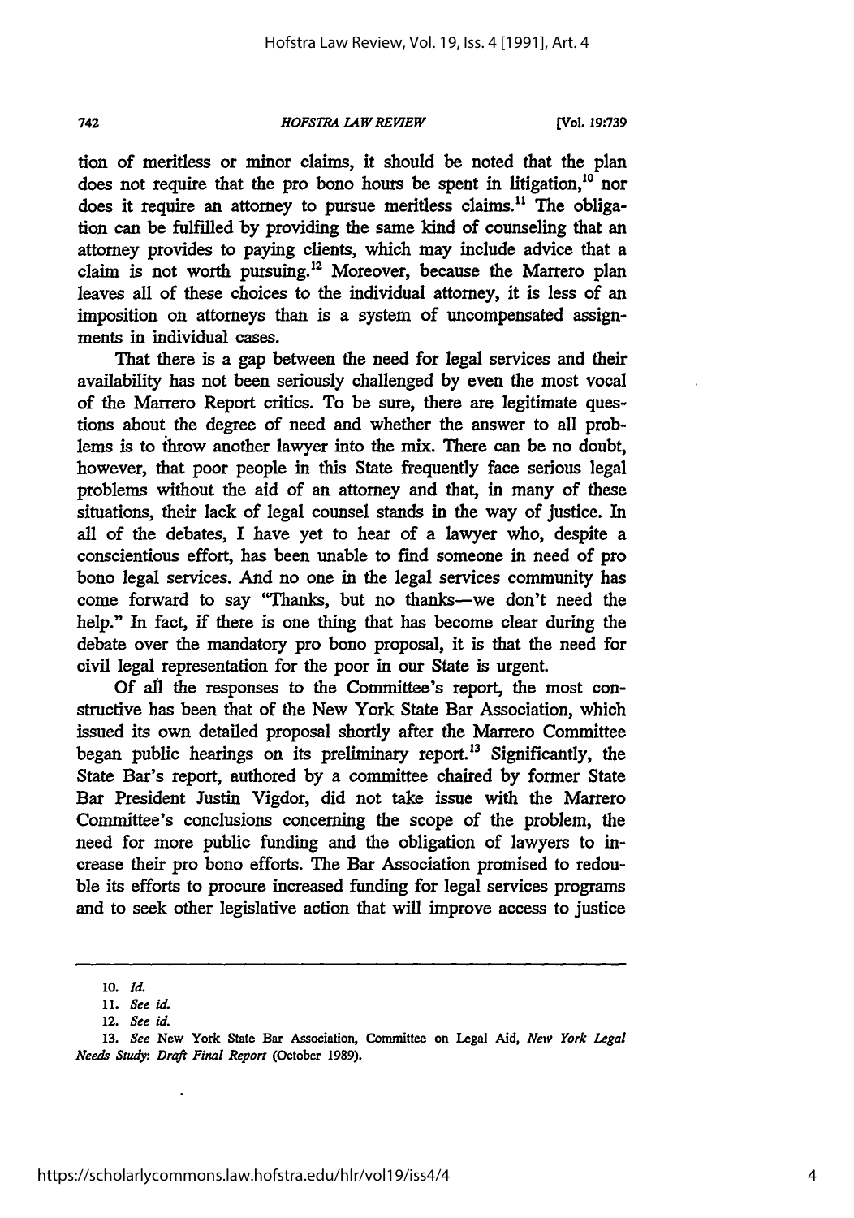tion of meritless or minor claims, it should be noted that the plan does not require that the pro bono hours be spent in litigation,[10] nor does it require an attorney to pursue meritless claims.[11] The obligation can be fulfilled by providing the same kind of counseling that an attorney provides to paying clients, which may include advice that a claim is not worth pursuing.[12] Moreover, because the Marrero plan leaves all of these choices to the individual attorney, it is less of an imposition on attorneys than is a system of uncompensated assignments in individual cases.

That there is a gap between the need for legal services and their availability has not been seriously challenged by even the most vocal of the Marrero Report critics. To be sure, there are legitimate questions about the degree of need and whether the answer to all problems is to throw another lawyer into the mix. There can be no doubt, however, that poor people in this State frequently face serious legal problems without the aid of an attorney and that, in many of these situations, their lack of legal counsel stands in the way of justice. In all of the debates, I have yet to hear of a lawyer who, despite a conscientious effort, has been unable to find someone in need of pro bono legal services. And no one in the legal services community has come forward to say "Thanks, but no thanks—we don't need the help." In fact, if there is one thing that has become clear during the debate over the mandatory pro bono proposal, it is that the need for civil legal representation for the poor in our State is urgent.

Of all the responses to the Committee's report, the most constructive has been that of the New York State Bar Association, which issued its own detailed proposal shortly after the Marrero Committee began public hearings on its preliminary report.[13] Significantly, the State Bar's report, authored by a committee chaired by former State Bar President Justin Vigdor, did not take issue with the Marrero Committee's conclusions concerning the scope of the problem, the need for more public funding and the obligation of lawyers to increase their pro bono efforts. The Bar Association promised to redouble its efforts to procure increased funding for legal services programs and to seek other legislative action that will improve access to justice

---

10. *Id.*

11. *See id.*

12. *See id.*

13. *See* New York State Bar Association, Committee on Legal Aid, *New York Legal Needs Study: Draft Final Report* (October 1989).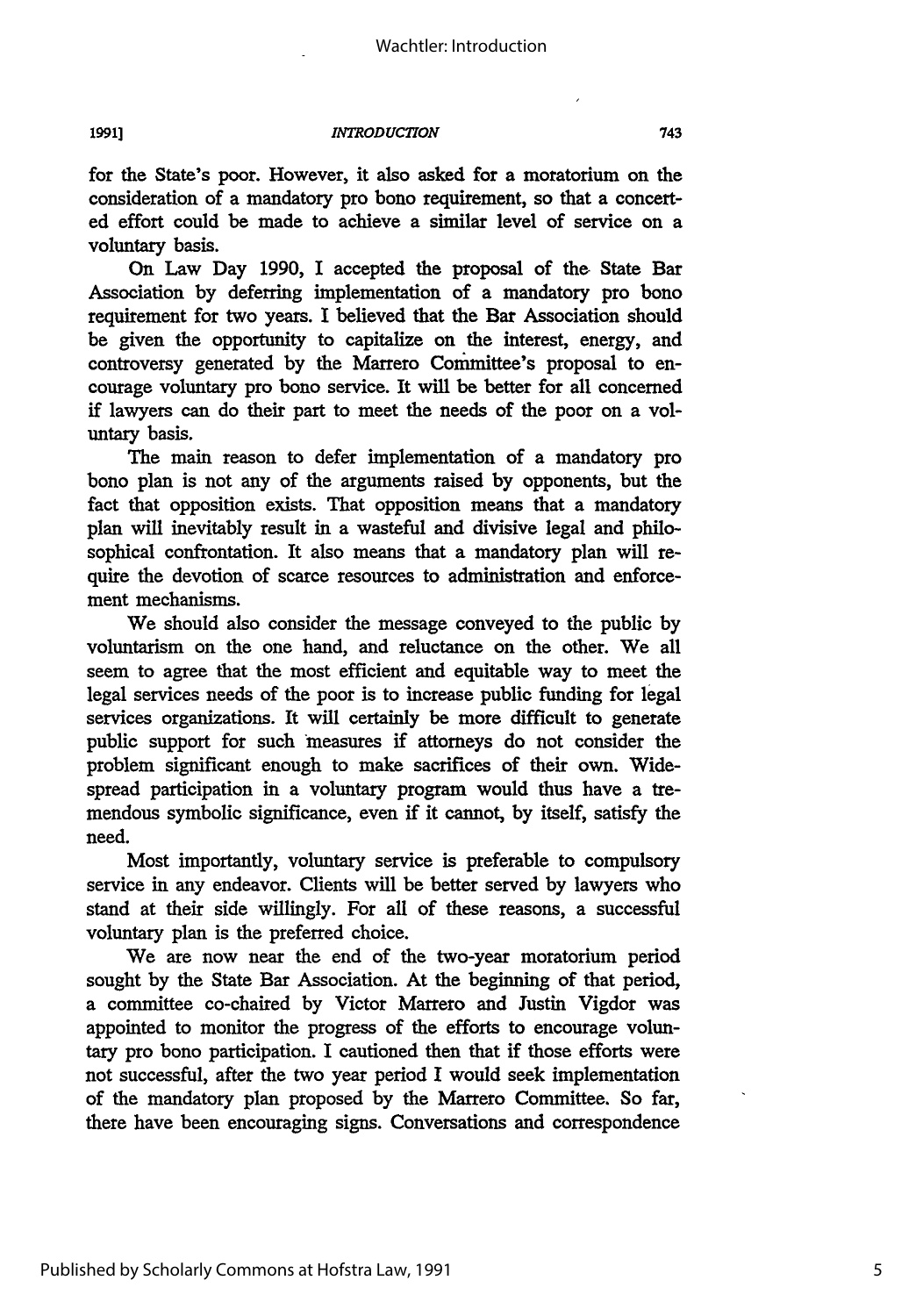for the State's poor. However, it also asked for a moratorium on the consideration of a mandatory pro bono requirement, so that a concerted effort could be made to achieve a similar level of service on a voluntary basis.

On Law Day 1990, I accepted the proposal of the State Bar Association by deferring implementation of a mandatory pro bono requirement for two years. I believed that the Bar Association should be given the opportunity to capitalize on the interest, energy, and controversy generated by the Marrero Committee's proposal to encourage voluntary pro bono service. It will be better for all concerned if lawyers can do their part to meet the needs of the poor on a voluntary basis.

The main reason to defer implementation of a mandatory pro bono plan is not any of the arguments raised by opponents, but the fact that opposition exists. That opposition means that a mandatory plan will inevitably result in a wasteful and divisive legal and philosophical confrontation. It also means that a mandatory plan will require the devotion of scarce resources to administration and enforcement mechanisms.

We should also consider the message conveyed to the public by voluntarism on the one hand, and reluctance on the other. We all seem to agree that the most efficient and equitable way to meet the legal services needs of the poor is to increase public funding for legal services organizations. It will certainly be more difficult to generate public support for such measures if attorneys do not consider the problem significant enough to make sacrifices of their own. Widespread participation in a voluntary program would thus have a tremendous symbolic significance, even if it cannot, by itself, satisfy the need.

Most importantly, voluntary service is preferable to compulsory service in any endeavor. Clients will be better served by lawyers who stand at their side willingly. For all of these reasons, a successful voluntary plan is the preferred choice.

We are now near the end of the two-year moratorium period sought by the State Bar Association. At the beginning of that period, a committee co-chaired by Victor Marrero and Justin Vigdor was appointed to monitor the progress of the efforts to encourage voluntary pro bono participation. I cautioned then that if those efforts were not successful, after the two year period I would seek implementation of the mandatory plan proposed by the Marrero Committee. So far, there have been encouraging signs. Conversations and correspondence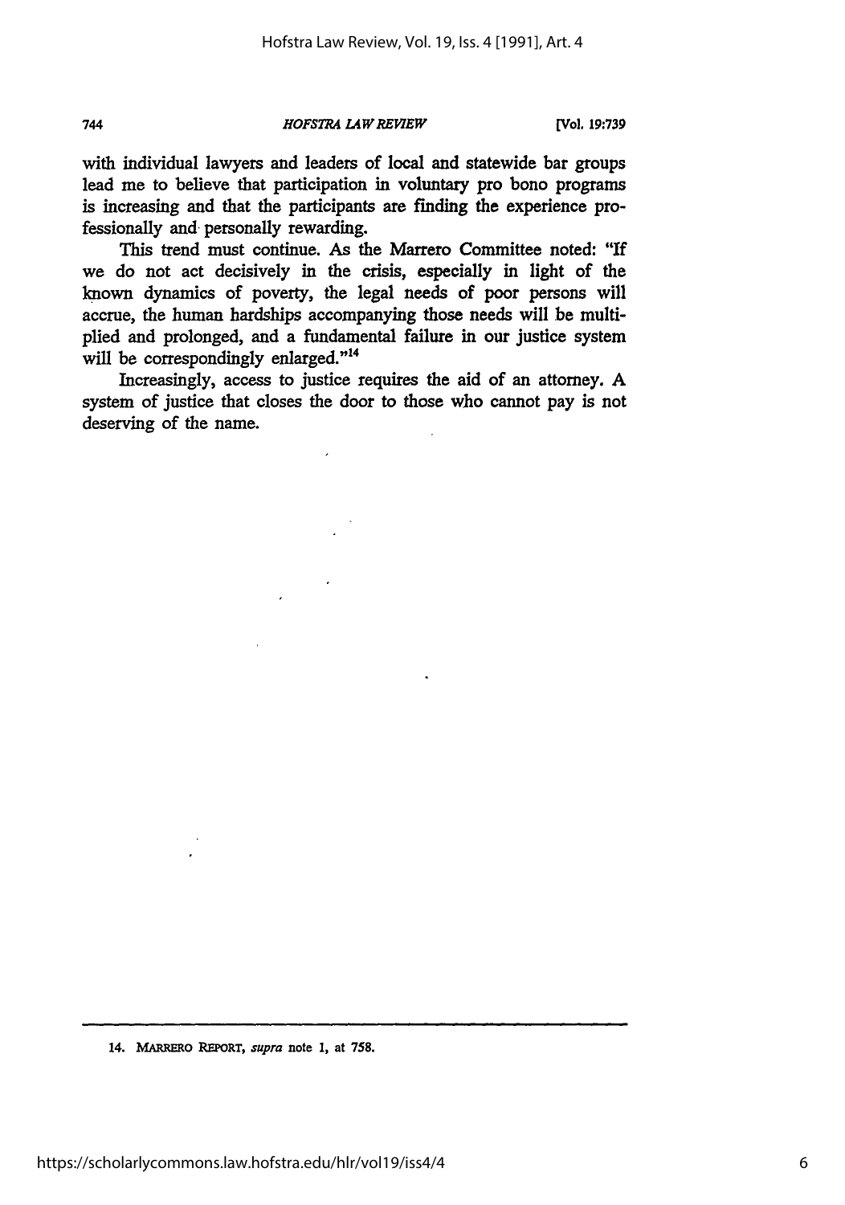with individual lawyers and leaders of local and statewide bar groups lead me to believe that participation in voluntary pro bono programs is increasing and that the participants are finding the experience professionally and personally rewarding.

This trend must continue. As the Marrero Committee noted: "If we do not act decisively in the crisis, especially in light of the known dynamics of poverty, the legal needs of poor persons will accrue, the human hardships accompanying those needs will be multiplied and prolonged, and a fundamental failure in our justice system will be correspondingly enlarged."[14]

Increasingly, access to justice requires the aid of an attorney. A system of justice that closes the door to those who cannot pay is not deserving of the name.

---

14. MARRERO REPORT, *supra* note 1, at 758.